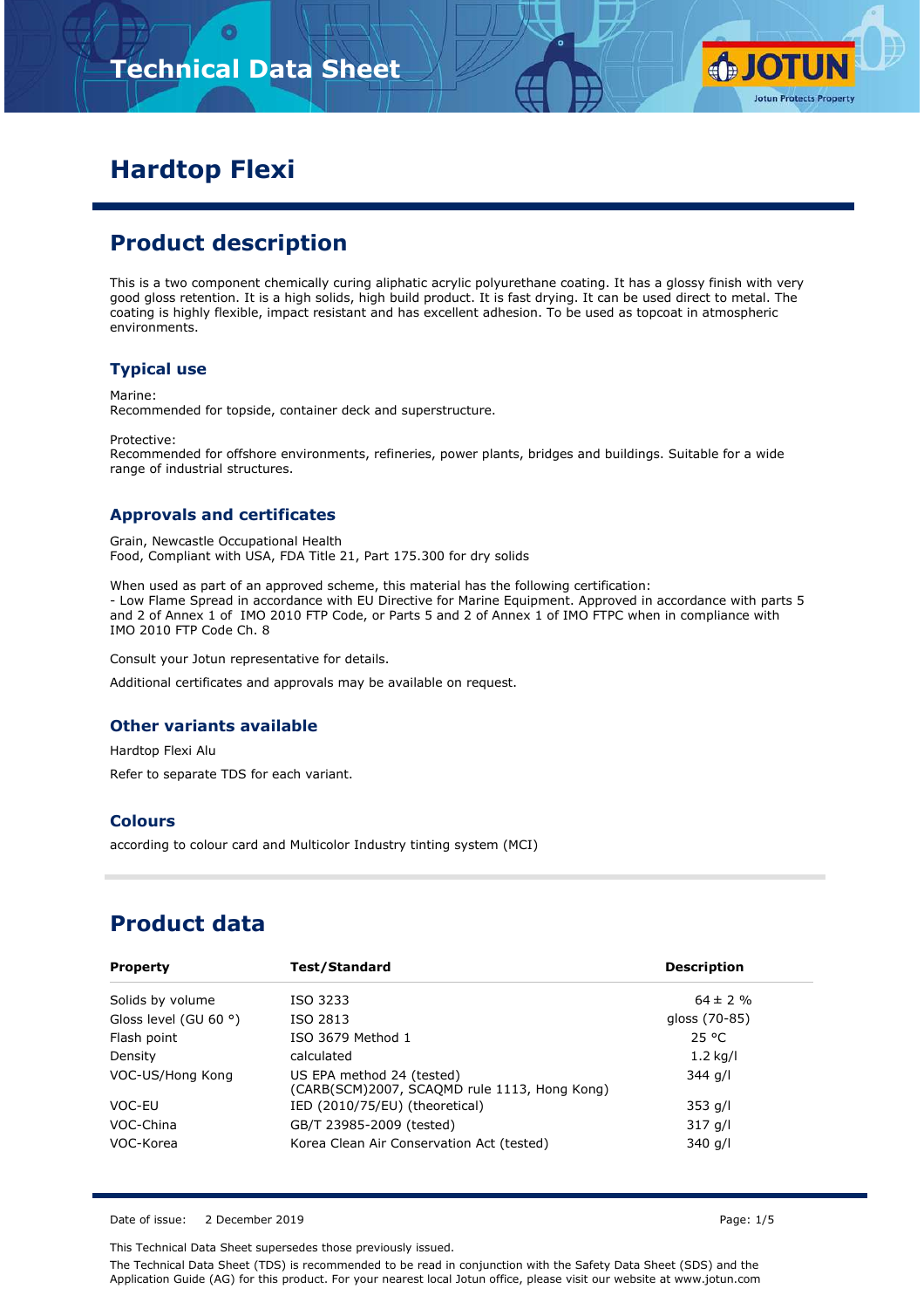# Hardtop Flexi

## Product description

This is a two component chemically curing aliphatic acrylic polyurethane coating. It has a glossy finish with very good gloss retention. It is a high solids, high build product. It is fast drying. It can be used direct to metal. The coating is highly flexible, impact resistant and has excellent adhesion. To be used as topcoat in atmospheric environments.

### Typical use

Marine:
Recommended for topside, container deck and superstructure.

Protective:
Recommended for offshore environments, refineries, power plants, bridges and buildings. Suitable for a wide range of industrial structures.

### Approvals and certificates

Grain, Newcastle Occupational Health
Food, Compliant with USA, FDA Title 21, Part 175.300 for dry solids

When used as part of an approved scheme, this material has the following certification:
- Low Flame Spread in accordance with EU Directive for Marine Equipment. Approved in accordance with parts 5 and 2 of Annex 1 of IMO 2010 FTP Code, or Parts 5 and 2 of Annex 1 of IMO FTPC when in compliance with IMO 2010 FTP Code Ch. 8

Consult your Jotun representative for details.

Additional certificates and approvals may be available on request.

### Other variants available

Hardtop Flexi Alu

Refer to separate TDS for each variant.

### Colours

according to colour card and Multicolor Industry tinting system (MCI)

## Product data

| Property | Test/Standard | Description |
|---|---|---|
| Solids by volume | ISO 3233 | 64 ± 2 % |
| Gloss level (GU 60 °) | ISO 2813 | gloss (70-85) |
| Flash point | ISO 3679 Method 1 | 25 °C |
| Density | calculated | 1.2 kg/l |
| VOC-US/Hong Kong | US EPA method 24 (tested) (CARB(SCM)2007, SCAQMD rule 1113, Hong Kong) | 344 g/l |
| VOC-EU | IED (2010/75/EU) (theoretical) | 353 g/l |
| VOC-China | GB/T 23985-2009 (tested) | 317 g/l |
| VOC-Korea | Korea Clean Air Conservation Act (tested) | 340 g/l |

Date of issue: 2 December 2019

This Technical Data Sheet supersedes those previously issued.

The Technical Data Sheet (TDS) is recommended to be read in conjunction with the Safety Data Sheet (SDS) and the Application Guide (AG) for this product. For your nearest local Jotun office, please visit our website at www.jotun.com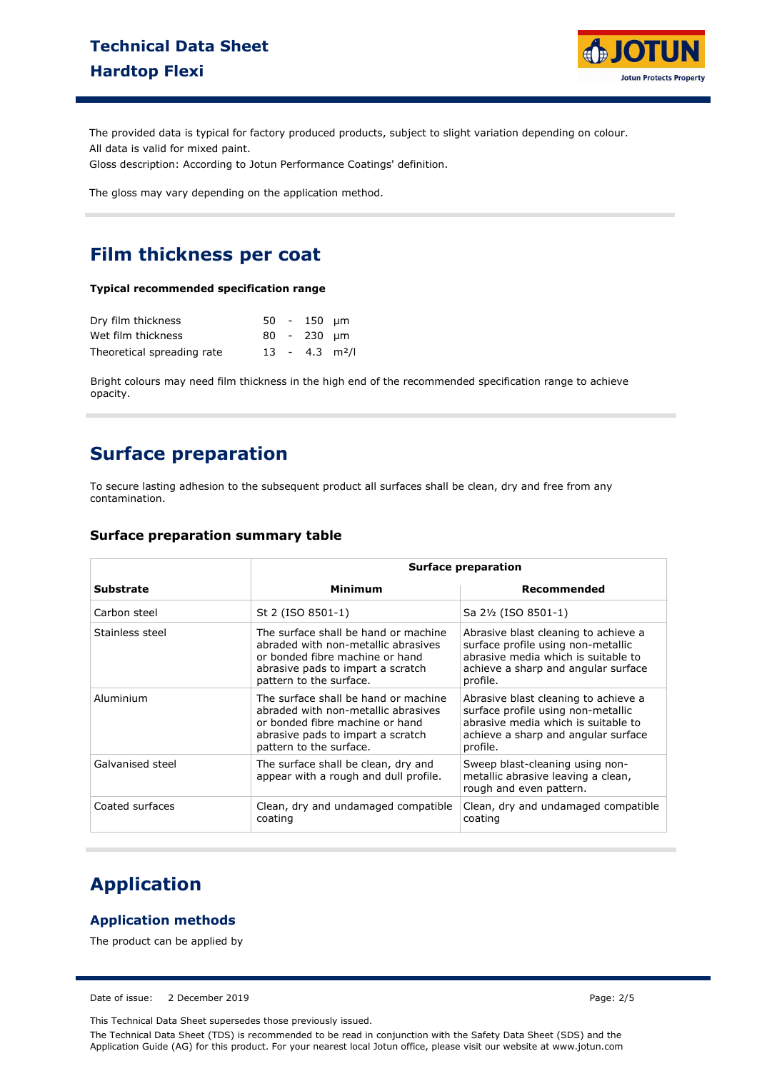The provided data is typical for factory produced products, subject to slight variation depending on colour.
All data is valid for mixed paint.
Gloss description: According to Jotun Performance Coatings' definition.

The gloss may vary depending on the application method.

## Film thickness per coat

**Typical recommended specification range**

| | | | | |
|---|---|---|---|---|
| Dry film thickness | 50 | - | 150 | μm |
| Wet film thickness | 80 | - | 230 | μm |
| Theoretical spreading rate | 13 | - | 4.3 | m²/l |

Bright colours may need film thickness in the high end of the recommended specification range to achieve opacity.

## Surface preparation

To secure lasting adhesion to the subsequent product all surfaces shall be clean, dry and free from any contamination.

### Surface preparation summary table

| | Surface preparation | |
|---|---|---|
| **Substrate** | **Minimum** | **Recommended** |
| Carbon steel | St 2 (ISO 8501-1) | Sa 2½ (ISO 8501-1) |
| Stainless steel | The surface shall be hand or machine abraded with non-metallic abrasives or bonded fibre machine or hand abrasive pads to impart a scratch pattern to the surface. | Abrasive blast cleaning to achieve a surface profile using non-metallic abrasive media which is suitable to achieve a sharp and angular surface profile. |
| Aluminium | The surface shall be hand or machine abraded with non-metallic abrasives or bonded fibre machine or hand abrasive pads to impart a scratch pattern to the surface. | Abrasive blast cleaning to achieve a surface profile using non-metallic abrasive media which is suitable to achieve a sharp and angular surface profile. |
| Galvanised steel | The surface shall be clean, dry and appear with a rough and dull profile. | Sweep blast-cleaning using non-metallic abrasive leaving a clean, rough and even pattern. |
| Coated surfaces | Clean, dry and undamaged compatible coating | Clean, dry and undamaged compatible coating |

## Application

### Application methods

The product can be applied by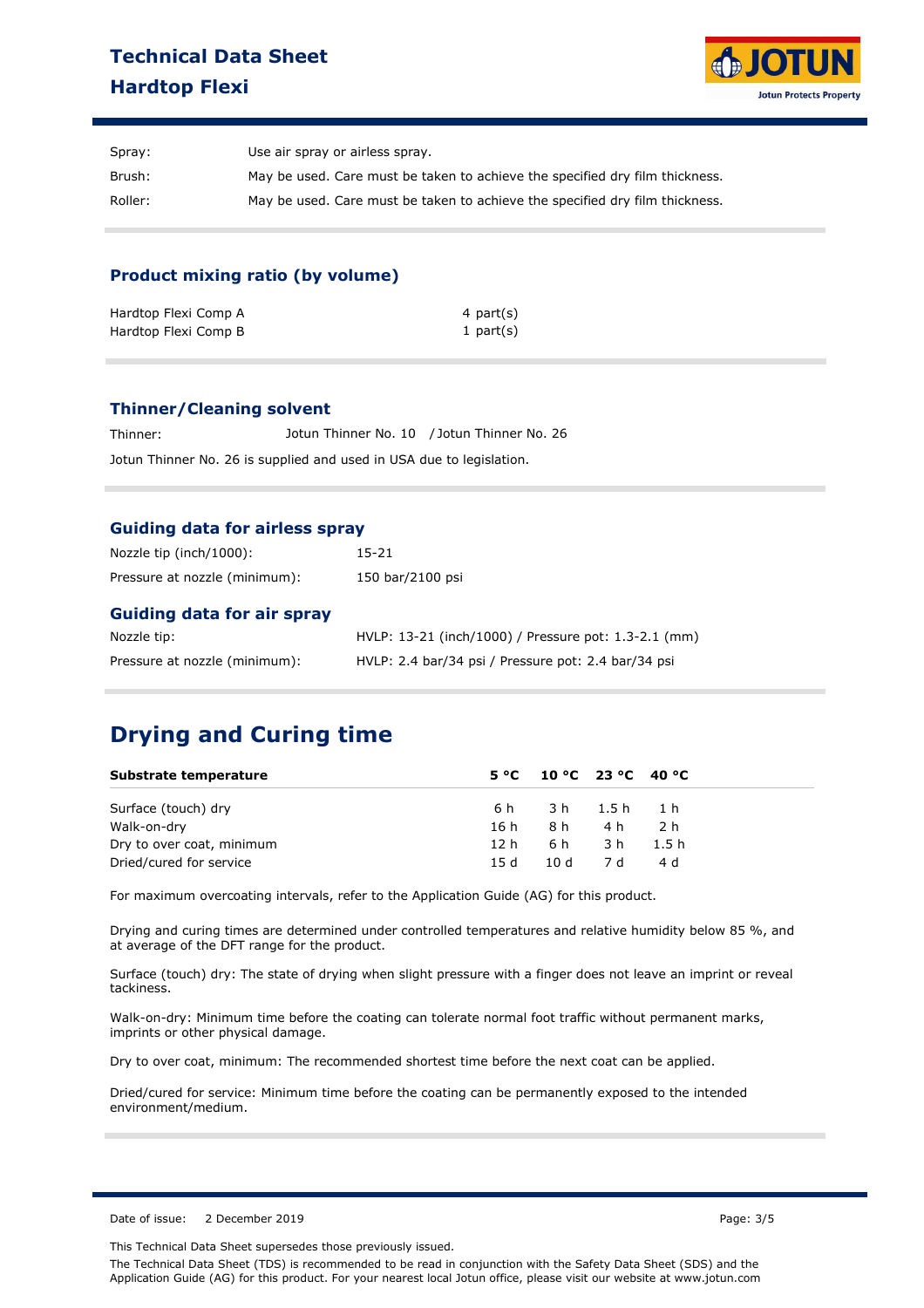| | |
|---|---|
| Spray: | Use air spray or airless spray. |
| Brush: | May be used. Care must be taken to achieve the specified dry film thickness. |
| Roller: | May be used. Care must be taken to achieve the specified dry film thickness. |

### Product mixing ratio (by volume)

| | |
|---|---|
| Hardtop Flexi Comp A | 4 part(s) |
| Hardtop Flexi Comp B | 1 part(s) |

### Thinner/Cleaning solvent

Thinner: Jotun Thinner No. 10 / Jotun Thinner No. 26

Jotun Thinner No. 26 is supplied and used in USA due to legislation.

### Guiding data for airless spray

| | |
|---|---|
| Nozzle tip (inch/1000): | 15-21 |
| Pressure at nozzle (minimum): | 150 bar/2100 psi |

### Guiding data for air spray

| | |
|---|---|
| Nozzle tip: | HVLP: 13-21 (inch/1000) / Pressure pot: 1.3-2.1 (mm) |
| Pressure at nozzle (minimum): | HVLP: 2.4 bar/34 psi / Pressure pot: 2.4 bar/34 psi |

## Drying and Curing time

| Substrate temperature | 5 °C | 10 °C | 23 °C | 40 °C |
|---|---|---|---|---|
| Surface (touch) dry | 6 h | 3 h | 1.5 h | 1 h |
| Walk-on-dry | 16 h | 8 h | 4 h | 2 h |
| Dry to over coat, minimum | 12 h | 6 h | 3 h | 1.5 h |
| Dried/cured for service | 15 d | 10 d | 7 d | 4 d |

For maximum overcoating intervals, refer to the Application Guide (AG) for this product.

Drying and curing times are determined under controlled temperatures and relative humidity below 85 %, and at average of the DFT range for the product.

Surface (touch) dry: The state of drying when slight pressure with a finger does not leave an imprint or reveal tackiness.

Walk-on-dry: Minimum time before the coating can tolerate normal foot traffic without permanent marks, imprints or other physical damage.

Dry to over coat, minimum: The recommended shortest time before the next coat can be applied.

Dried/cured for service: Minimum time before the coating can be permanently exposed to the intended environment/medium.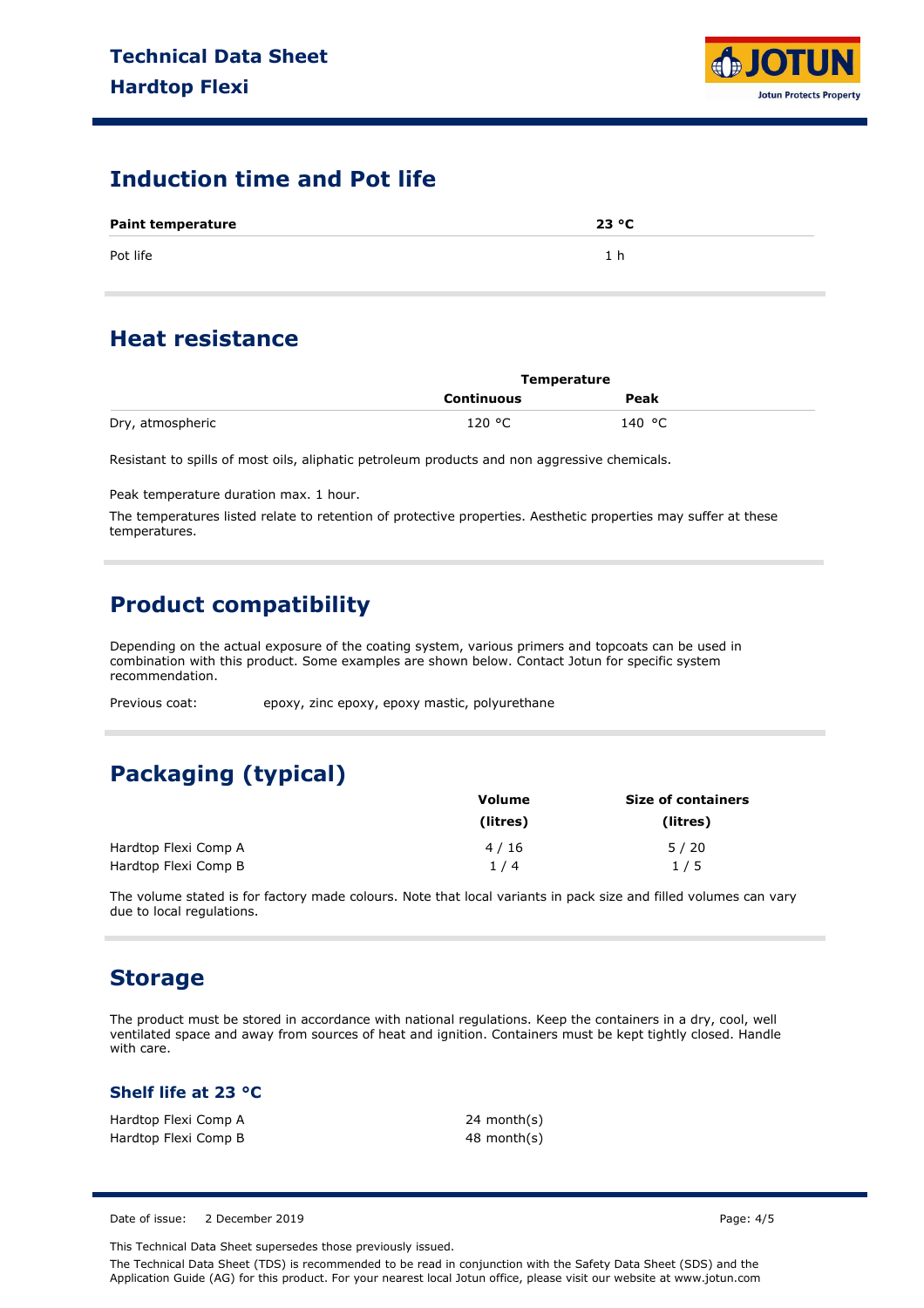## Induction time and Pot life

| Paint temperature | 23 °C |
|---|---|
| Pot life | 1 h |

## Heat resistance

| | Temperature | |
|---|---|---|
| | Continuous | Peak |
| Dry, atmospheric | 120 °C | 140 °C |

Resistant to spills of most oils, aliphatic petroleum products and non aggressive chemicals.

Peak temperature duration max. 1 hour.

The temperatures listed relate to retention of protective properties. Aesthetic properties may suffer at these temperatures.

## Product compatibility

Depending on the actual exposure of the coating system, various primers and topcoats can be used in combination with this product. Some examples are shown below. Contact Jotun for specific system recommendation.

Previous coat: epoxy, zinc epoxy, epoxy mastic, polyurethane

## Packaging (typical)

| | Volume (litres) | Size of containers (litres) |
|---|---|---|
| Hardtop Flexi Comp A | 4 / 16 | 5 / 20 |
| Hardtop Flexi Comp B | 1 / 4 | 1 / 5 |

The volume stated is for factory made colours. Note that local variants in pack size and filled volumes can vary due to local regulations.

## Storage

The product must be stored in accordance with national regulations. Keep the containers in a dry, cool, well ventilated space and away from sources of heat and ignition. Containers must be kept tightly closed. Handle with care.

### Shelf life at 23 °C

| | |
|---|---|
| Hardtop Flexi Comp A | 24 month(s) |
| Hardtop Flexi Comp B | 48 month(s) |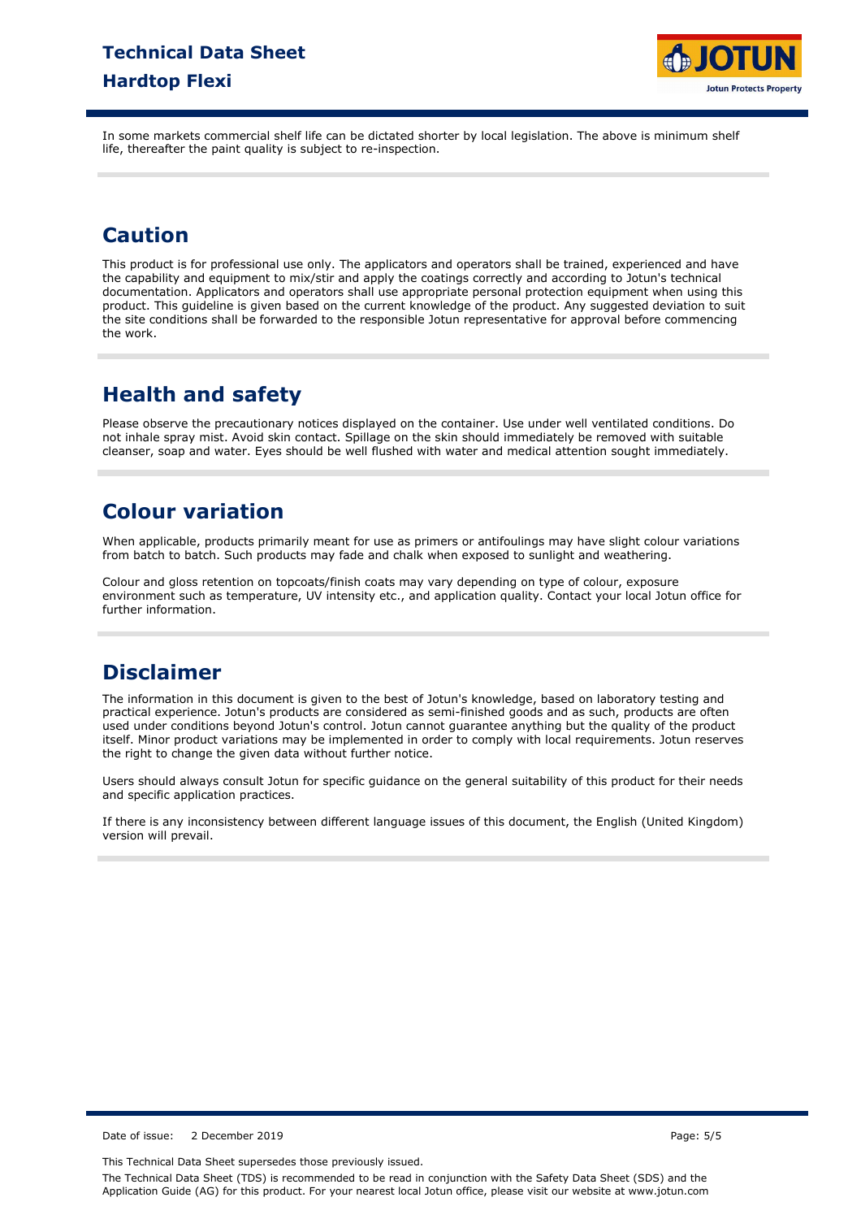In some markets commercial shelf life can be dictated shorter by local legislation. The above is minimum shelf life, thereafter the paint quality is subject to re-inspection.

## Caution

This product is for professional use only. The applicators and operators shall be trained, experienced and have the capability and equipment to mix/stir and apply the coatings correctly and according to Jotun's technical documentation. Applicators and operators shall use appropriate personal protection equipment when using this product. This guideline is given based on the current knowledge of the product. Any suggested deviation to suit the site conditions shall be forwarded to the responsible Jotun representative for approval before commencing the work.

## Health and safety

Please observe the precautionary notices displayed on the container. Use under well ventilated conditions. Do not inhale spray mist. Avoid skin contact. Spillage on the skin should immediately be removed with suitable cleanser, soap and water. Eyes should be well flushed with water and medical attention sought immediately.

## Colour variation

When applicable, products primarily meant for use as primers or antifoulings may have slight colour variations from batch to batch. Such products may fade and chalk when exposed to sunlight and weathering.

Colour and gloss retention on topcoats/finish coats may vary depending on type of colour, exposure environment such as temperature, UV intensity etc., and application quality. Contact your local Jotun office for further information.

## Disclaimer

The information in this document is given to the best of Jotun's knowledge, based on laboratory testing and practical experience. Jotun's products are considered as semi-finished goods and as such, products are often used under conditions beyond Jotun's control. Jotun cannot guarantee anything but the quality of the product itself. Minor product variations may be implemented in order to comply with local requirements. Jotun reserves the right to change the given data without further notice.

Users should always consult Jotun for specific guidance on the general suitability of this product for their needs and specific application practices.

If there is any inconsistency between different language issues of this document, the English (United Kingdom) version will prevail.